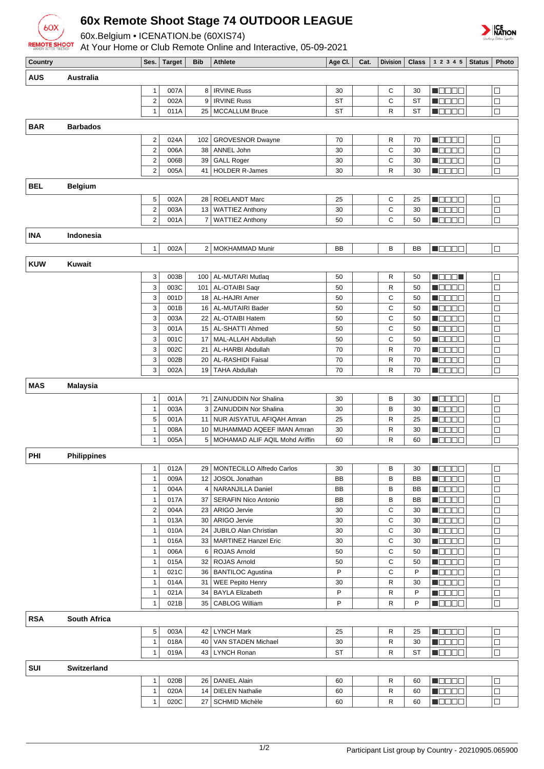# 60x Remote Shoot Stage 74 OUTDOOR LEAGUE

60x.Belgium • ICENATION.be (60XIS74)

At Your Home or Club Remote Online and Interactive, 05-09-2021

| Country | | Ses. | Target | Bib | Athlete | Age Cl. | Cat. | Division | Class | 1 2 3 4 5 | Status | Photo |
|---|---|---|---|---|---|---|---|---|---|---|---|---|
| **AUS** | **Australia** | | | | | | | | | | | |
| | | 1 | 007A | 8 | IRVINE Russ | 30 | | C | 30 | ■□□□□ | | □ |
| | | 2 | 002A | 9 | IRVINE Russ | ST | | C | ST | ■□□□□ | | □ |
| | | 1 | 011A | 25 | MCCALLUM Bruce | ST | | R | ST | ■□□□□ | | □ |
| **BAR** | **Barbados** | | | | | | | | | | | |
| | | 2 | 024A | 102 | GROVESNOR Dwayne | 70 | | R | 70 | ■□□□□ | | □ |
| | | 2 | 006A | 38 | ANNEL John | 30 | | C | 30 | ■□□□□ | | □ |
| | | 2 | 006B | 39 | GALL Roger | 30 | | C | 30 | ■□□□□ | | □ |
| | | 2 | 005A | 41 | HOLDER R-James | 30 | | R | 30 | ■□□□□ | | □ |
| **BEL** | **Belgium** | | | | | | | | | | | |
| | | 5 | 002A | 28 | ROELANDT Marc | 25 | | C | 25 | ■□□□□ | | □ |
| | | 2 | 003A | 13 | WATTIEZ Anthony | 30 | | C | 30 | ■□□□□ | | □ |
| | | 2 | 001A | 7 | WATTIEZ Anthony | 50 | | C | 50 | ■□□□□ | | □ |
| **INA** | **Indonesia** | | | | | | | | | | | |
| | | 1 | 002A | 2 | MOKHAMMAD Munir | BB | | B | BB | ■□□□□ | | □ |
| **KUW** | **Kuwait** | | | | | | | | | | | |
| | | 3 | 003B | 100 | AL-MUTARI Mutlaq | 50 | | R | 50 | ■□□□■ | | □ |
| | | 3 | 003C | 101 | AL-OTAIBI Saqr | 50 | | R | 50 | ■□□□□ | | □ |
| | | 3 | 001D | 18 | AL-HAJRI Amer | 50 | | C | 50 | ■□□□□ | | □ |
| | | 3 | 001B | 16 | AL-MUTAIRI Bader | 50 | | C | 50 | ■□□□□ | | □ |
| | | 3 | 003A | 22 | AL-OTAIBI Hatem | 50 | | C | 50 | ■□□□□ | | □ |
| | | 3 | 001A | 15 | AL-SHATTI Ahmed | 50 | | C | 50 | ■□□□□ | | □ |
| | | 3 | 001C | 17 | MAL-ALLAH Abdullah | 50 | | C | 50 | ■□□□□ | | □ |
| | | 3 | 002C | 21 | AL-HARBI Abdullah | 70 | | R | 70 | ■□□□□ | | □ |
| | | 3 | 002B | 20 | AL-RASHIDI Faisal | 70 | | R | 70 | ■□□□□ | | □ |
| | | 3 | 002A | 19 | TAHA Abdullah | 70 | | R | 70 | ■□□□□ | | □ |
| **MAS** | **Malaysia** | | | | | | | | | | | |
| | | 1 | 001A | ?1 | ZAINUDDIN Nor Shalina | 30 | | B | 30 | ■□□□□ | | □ |
| | | 1 | 003A | 3 | ZAINUDDIN Nor Shalina | 30 | | B | 30 | ■□□□□ | | □ |
| | | 5 | 001A | 11 | NUR AISYATUL AFIQAH Amran | 25 | | R | 25 | ■□□□□ | | □ |
| | | 1 | 008A | 10 | MUHAMMAD AQEEF IMAN Amran | 30 | | R | 30 | ■□□□□ | | □ |
| | | 1 | 005A | 5 | MOHAMAD ALIF AQIL Mohd Ariffin | 60 | | R | 60 | ■□□□□ | | □ |
| **PHI** | **Philippines** | | | | | | | | | | | |
| | | 1 | 012A | 29 | MONTECILLO Alfredo Carlos | 30 | | B | 30 | ■□□□□ | | □ |
| | | 1 | 009A | 12 | JOSOL Jonathan | BB | | B | BB | ■□□□□ | | □ |
| | | 1 | 004A | 4 | NARANJILLA Daniel | BB | | B | BB | ■□□□□ | | □ |
| | | 1 | 017A | 37 | SERAFIN Nico Antonio | BB | | B | BB | ■□□□□ | | □ |
| | | 2 | 004A | 23 | ARIGO Jervie | 30 | | C | 30 | ■□□□□ | | □ |
| | | 1 | 013A | 30 | ARIGO Jervie | 30 | | C | 30 | ■□□□□ | | □ |
| | | 1 | 010A | 24 | JUBILO Alan Christian | 30 | | C | 30 | ■□□□□ | | □ |
| | | 1 | 016A | 33 | MARTINEZ Hanzel Eric | 30 | | C | 30 | ■□□□□ | | □ |
| | | 1 | 006A | 6 | ROJAS Arnold | 50 | | C | 50 | ■□□□□ | | □ |
| | | 1 | 015A | 32 | ROJAS Arnold | 50 | | C | 50 | ■□□□□ | | □ |
| | | 1 | 021C | 36 | BANTILOC Agustina | P | | C | P | ■□□□□ | | □ |
| | | 1 | 014A | 31 | WEE Pepito Henry | 30 | | R | 30 | ■□□□□ | | □ |
| | | 1 | 021A | 34 | BAYLA Elizabeth | P | | R | P | ■□□□□ | | □ |
| | | 1 | 021B | 35 | CABLOG William | P | | R | P | ■□□□□ | | □ |
| **RSA** | **South Africa** | | | | | | | | | | | |
| | | 5 | 003A | 42 | LYNCH Mark | 25 | | R | 25 | ■□□□□ | | □ |
| | | 1 | 018A | 40 | VAN STADEN Michael | 30 | | R | 30 | ■□□□□ | | □ |
| | | 1 | 019A | 43 | LYNCH Ronan | ST | | R | ST | ■□□□□ | | □ |
| **SUI** | **Switzerland** | | | | | | | | | | | |
| | | 1 | 020B | 26 | DANIEL Alain | 60 | | R | 60 | ■□□□□ | | □ |
| | | 1 | 020A | 14 | DIELEN Nathalie | 60 | | R | 60 | ■□□□□ | | □ |
| | | 1 | 020C | 27 | SCHMID Michèle | 60 | | R | 60 | ■□□□□ | | □ |

Participant List group by Country - 20210905.065900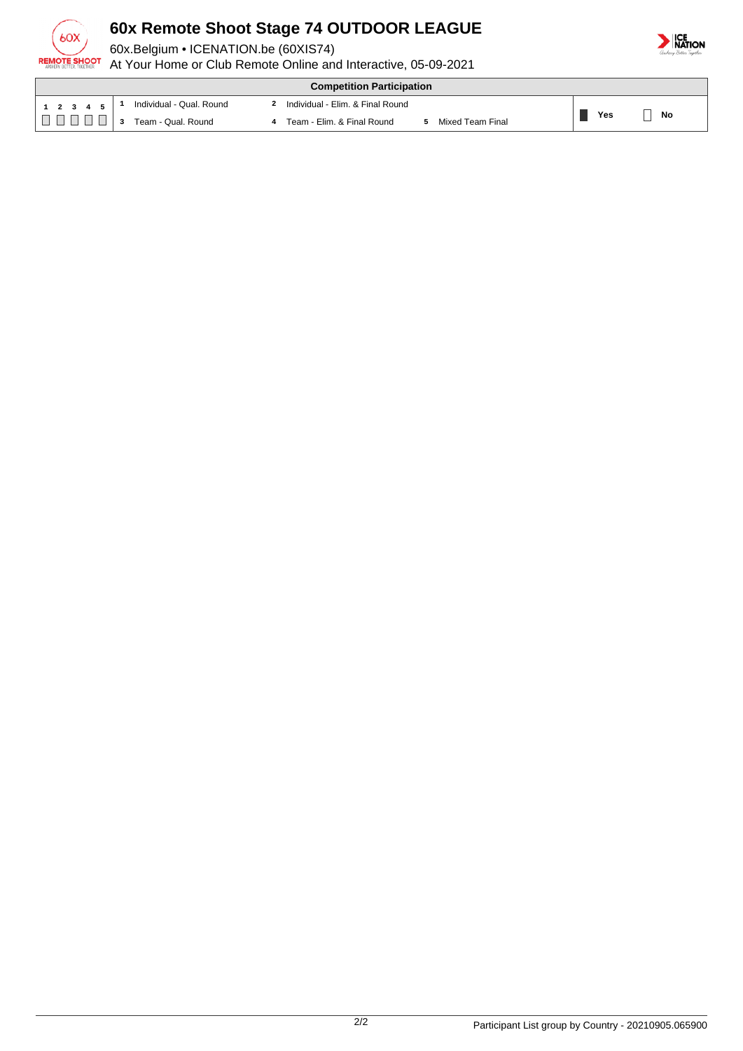# 60x Remote Shoot Stage 74 OUTDOOR LEAGUE

60x.Belgium • ICENATION.be (60XIS74)

At Your Home or Club Remote Online and Interactive, 05-09-2021

| Competition Participation | | | | |
|---|---|---|---|---|
| 1 2 3 4 5 | 1 Individual - Qual. Round | 2 Individual - Elim. & Final Round | | Yes |
| | 3 Team - Qual. Round | 4 Team - Elim. & Final Round | 5 Mixed Team Final | No |

Participant List group by Country - 20210905.065900